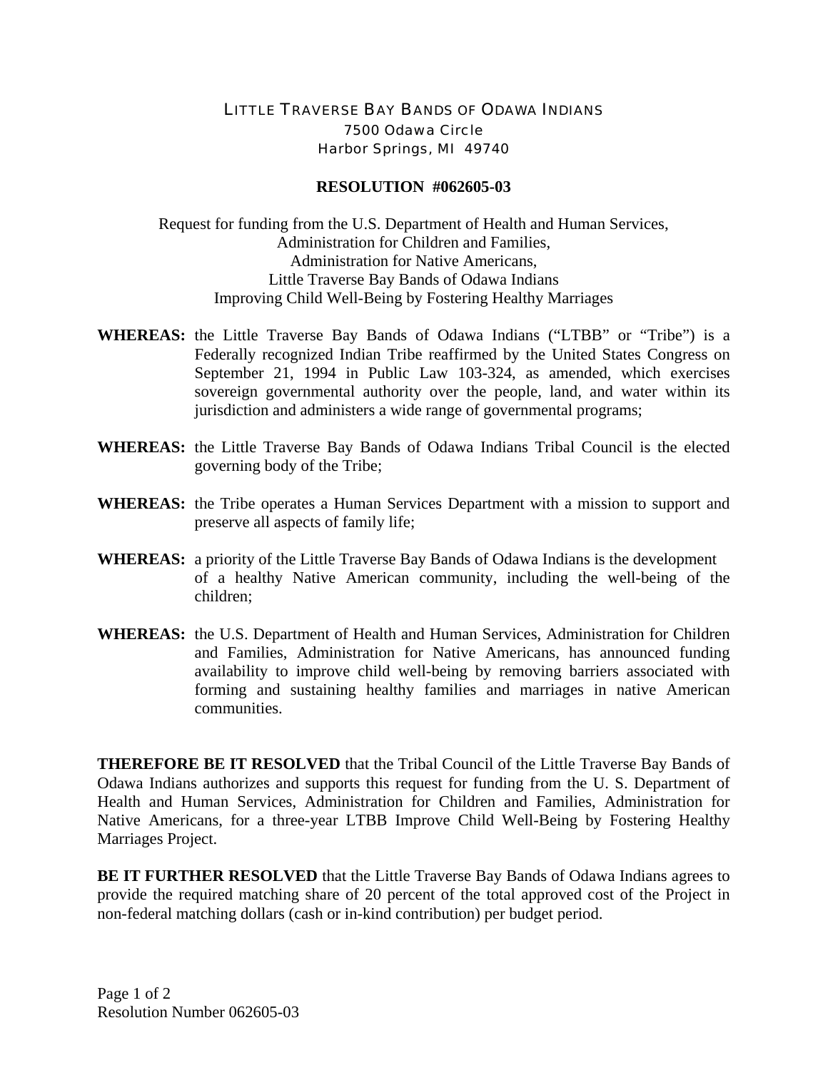# LITTLE TRAVERSE BAY BANDS OF ODAWA INDIANS

7500 Odawa Circle
Harbor Springs, MI 49740

## RESOLUTION #062605-03

Request for funding from the U.S. Department of Health and Human Services,
Administration for Children and Families,
Administration for Native Americans,
Little Traverse Bay Bands of Odawa Indians
Improving Child Well-Being by Fostering Healthy Marriages

**WHEREAS:** the Little Traverse Bay Bands of Odawa Indians ("LTBB" or "Tribe") is a Federally recognized Indian Tribe reaffirmed by the United States Congress on September 21, 1994 in Public Law 103-324, as amended, which exercises sovereign governmental authority over the people, land, and water within its jurisdiction and administers a wide range of governmental programs;

**WHEREAS:** the Little Traverse Bay Bands of Odawa Indians Tribal Council is the elected governing body of the Tribe;

**WHEREAS:** the Tribe operates a Human Services Department with a mission to support and preserve all aspects of family life;

**WHEREAS:** a priority of the Little Traverse Bay Bands of Odawa Indians is the development of a healthy Native American community, including the well-being of the children;

**WHEREAS:** the U.S. Department of Health and Human Services, Administration for Children and Families, Administration for Native Americans, has announced funding availability to improve child well-being by removing barriers associated with forming and sustaining healthy families and marriages in native American communities.

**THEREFORE BE IT RESOLVED** that the Tribal Council of the Little Traverse Bay Bands of Odawa Indians authorizes and supports this request for funding from the U. S. Department of Health and Human Services, Administration for Children and Families, Administration for Native Americans, for a three-year LTBB Improve Child Well-Being by Fostering Healthy Marriages Project.

**BE IT FURTHER RESOLVED** that the Little Traverse Bay Bands of Odawa Indians agrees to provide the required matching share of 20 percent of the total approved cost of the Project in non-federal matching dollars (cash or in-kind contribution) per budget period.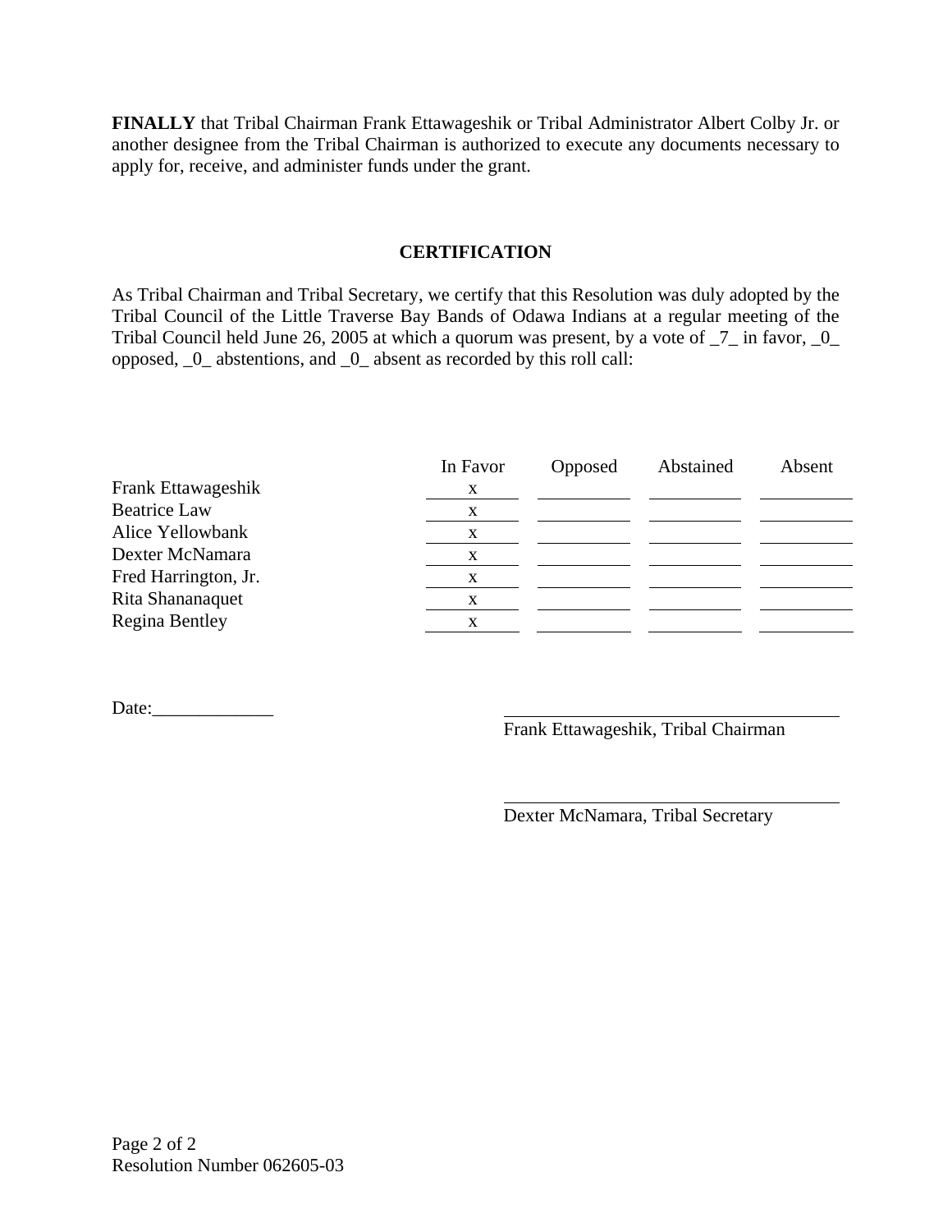**FINALLY** that Tribal Chairman Frank Ettawageshik or Tribal Administrator Albert Colby Jr. or another designee from the Tribal Chairman is authorized to execute any documents necessary to apply for, receive, and administer funds under the grant.

## CERTIFICATION

As Tribal Chairman and Tribal Secretary, we certify that this Resolution was duly adopted by the Tribal Council of the Little Traverse Bay Bands of Odawa Indians at a regular meeting of the Tribal Council held June 26, 2005 at which a quorum was present, by a vote of _7_ in favor, _0_ opposed, _0_ abstentions, and _0_ absent as recorded by this roll call:

| | In Favor | Opposed | Abstained | Absent |
|---|---|---|---|---|
| Frank Ettawageshik | x | | | |
| Beatrice Law | x | | | |
| Alice Yellowbank | x | | | |
| Dexter McNamara | x | | | |
| Fred Harrington, Jr. | x | | | |
| Rita Shananaquet | x | | | |
| Regina Bentley | x | | | |

Date:_____________

_____________________________________
Frank Ettawageshik, Tribal Chairman

_____________________________________
Dexter McNamara, Tribal Secretary

Resolution Number 062605-03